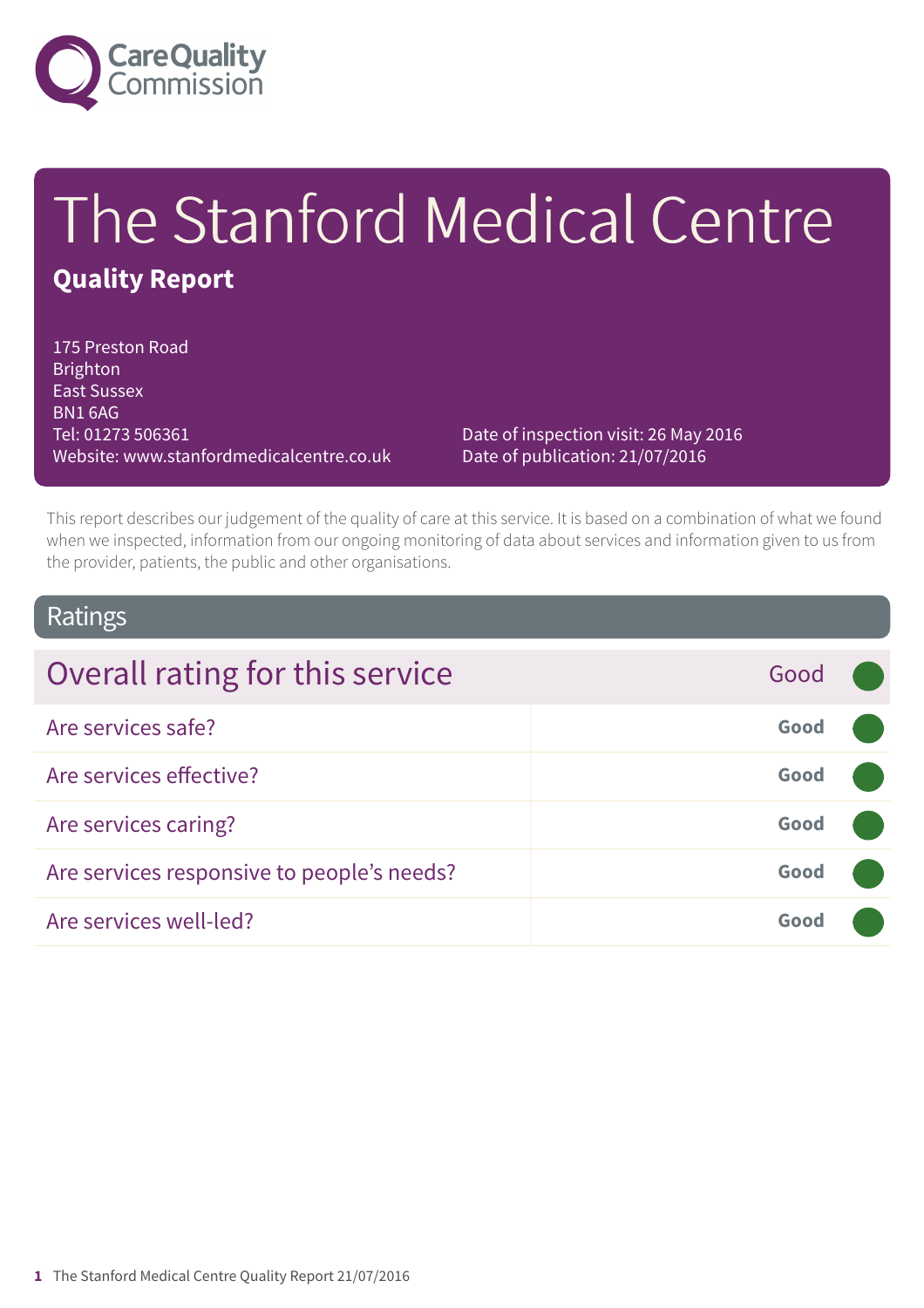Care Quality Commission

# The Stanford Medical Centre

**Quality Report**

175 Preston Road
Brighton
East Sussex
BN1 6AG
Tel: 01273 506361
Website: www.stanfordmedicalcentre.co.uk

Date of inspection visit: 26 May 2016
Date of publication: 21/07/2016

This report describes our judgement of the quality of care at this service. It is based on a combination of what we found when we inspected, information from our ongoing monitoring of data about services and information given to us from the provider, patients, the public and other organisations.

## Ratings

| Overall rating for this service | Good |
|---|---|
| Are services safe? | Good |
| Are services effective? | Good |
| Are services caring? | Good |
| Are services responsive to people's needs? | Good |
| Are services well-led? | Good |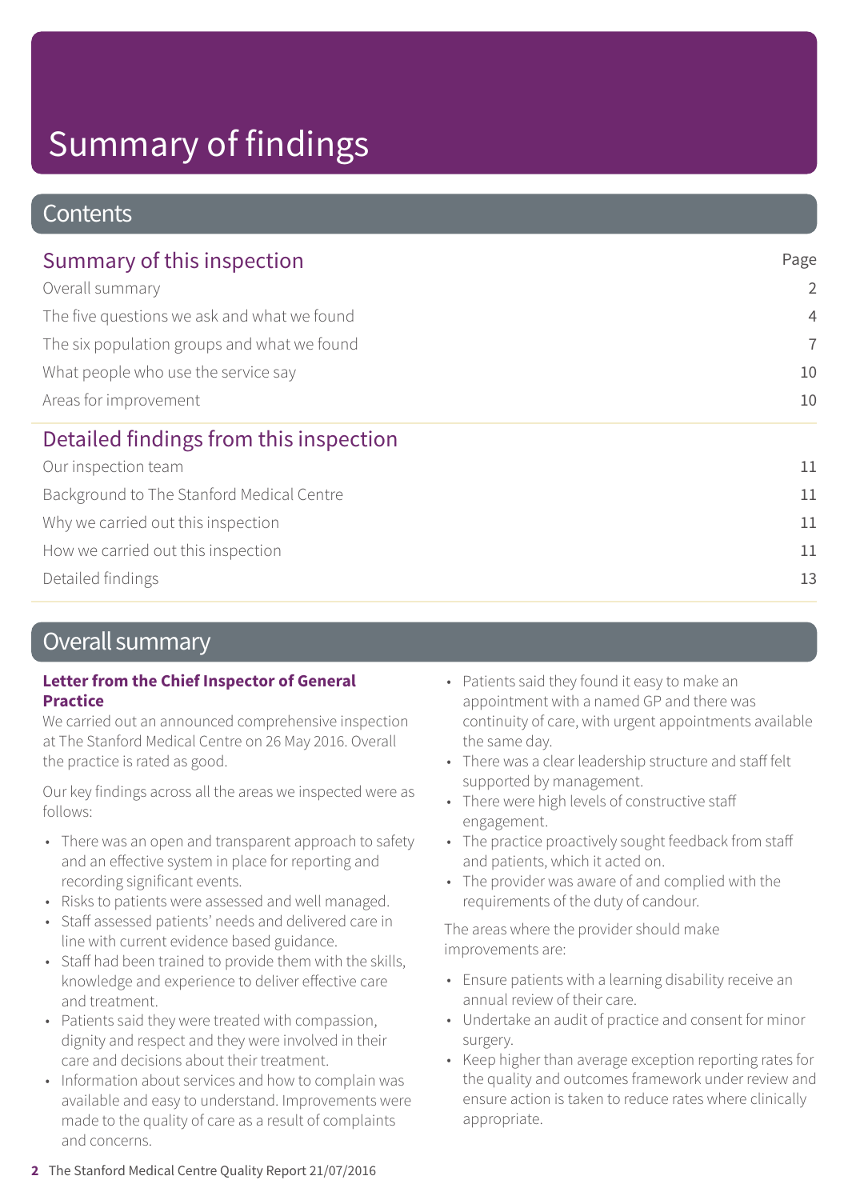# Summary of findings

## Contents

| Summary of this inspection | Page |
| --- | --- |
| Overall summary | 2 |
| The five questions we ask and what we found | 4 |
| The six population groups and what we found | 7 |
| What people who use the service say | 10 |
| Areas for improvement | 10 |

| Detailed findings from this inspection | |
| --- | --- |
| Our inspection team | 11 |
| Background to The Stanford Medical Centre | 11 |
| Why we carried out this inspection | 11 |
| How we carried out this inspection | 11 |
| Detailed findings | 13 |

## Overall summary

**Letter from the Chief Inspector of General Practice**

We carried out an announced comprehensive inspection at The Stanford Medical Centre on 26 May 2016. Overall the practice is rated as good.

Our key findings across all the areas we inspected were as follows:

- There was an open and transparent approach to safety and an effective system in place for reporting and recording significant events.
- Risks to patients were assessed and well managed.
- Staff assessed patients' needs and delivered care in line with current evidence based guidance.
- Staff had been trained to provide them with the skills, knowledge and experience to deliver effective care and treatment.
- Patients said they were treated with compassion, dignity and respect and they were involved in their care and decisions about their treatment.
- Information about services and how to complain was available and easy to understand. Improvements were made to the quality of care as a result of complaints and concerns.
- Patients said they found it easy to make an appointment with a named GP and there was continuity of care, with urgent appointments available the same day.
- There was a clear leadership structure and staff felt supported by management.
- There were high levels of constructive staff engagement.
- The practice proactively sought feedback from staff and patients, which it acted on.
- The provider was aware of and complied with the requirements of the duty of candour.

The areas where the provider should make improvements are:

- Ensure patients with a learning disability receive an annual review of their care.
- Undertake an audit of practice and consent for minor surgery.
- Keep higher than average exception reporting rates for the quality and outcomes framework under review and ensure action is taken to reduce rates where clinically appropriate.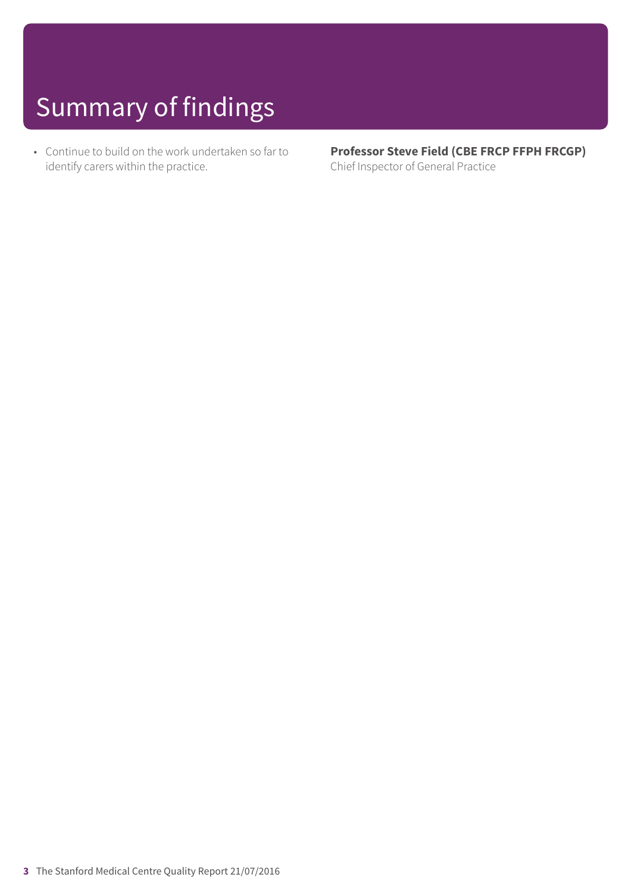# Summary of findings

- Continue to build on the work undertaken so far to identify carers within the practice.

**Professor Steve Field (CBE FRCP FFPH FRCGP)**
Chief Inspector of General Practice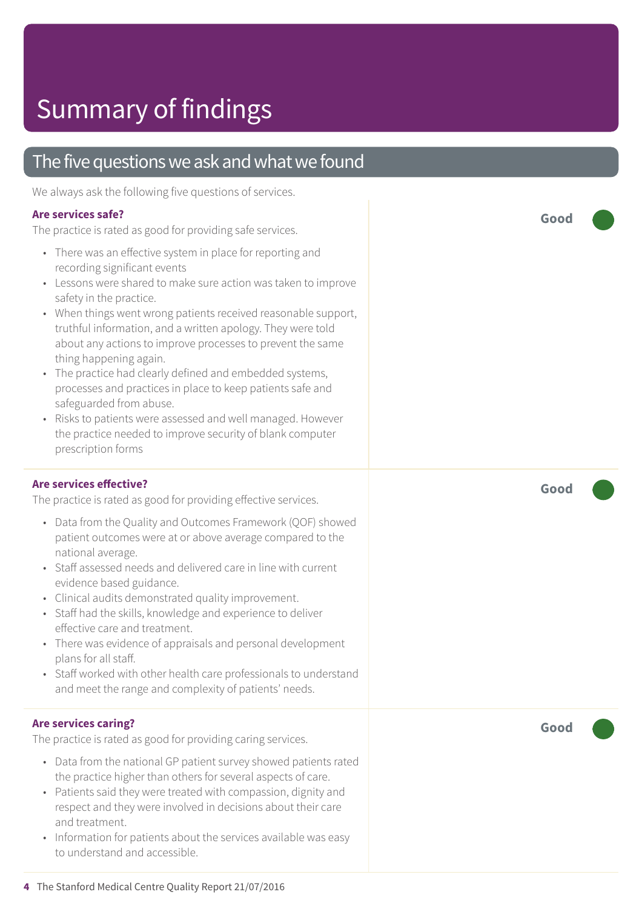# Summary of findings

## The five questions we ask and what we found

We always ask the following five questions of services.

### Are services safe?

**Good**

The practice is rated as good for providing safe services.

- There was an effective system in place for reporting and recording significant events
- Lessons were shared to make sure action was taken to improve safety in the practice.
- When things went wrong patients received reasonable support, truthful information, and a written apology. They were told about any actions to improve processes to prevent the same thing happening again.
- The practice had clearly defined and embedded systems, processes and practices in place to keep patients safe and safeguarded from abuse.
- Risks to patients were assessed and well managed. However the practice needed to improve security of blank computer prescription forms

### Are services effective?

**Good**

The practice is rated as good for providing effective services.

- Data from the Quality and Outcomes Framework (QOF) showed patient outcomes were at or above average compared to the national average.
- Staff assessed needs and delivered care in line with current evidence based guidance.
- Clinical audits demonstrated quality improvement.
- Staff had the skills, knowledge and experience to deliver effective care and treatment.
- There was evidence of appraisals and personal development plans for all staff.
- Staff worked with other health care professionals to understand and meet the range and complexity of patients' needs.

### Are services caring?

**Good**

The practice is rated as good for providing caring services.

- Data from the national GP patient survey showed patients rated the practice higher than others for several aspects of care.
- Patients said they were treated with compassion, dignity and respect and they were involved in decisions about their care and treatment.
- Information for patients about the services available was easy to understand and accessible.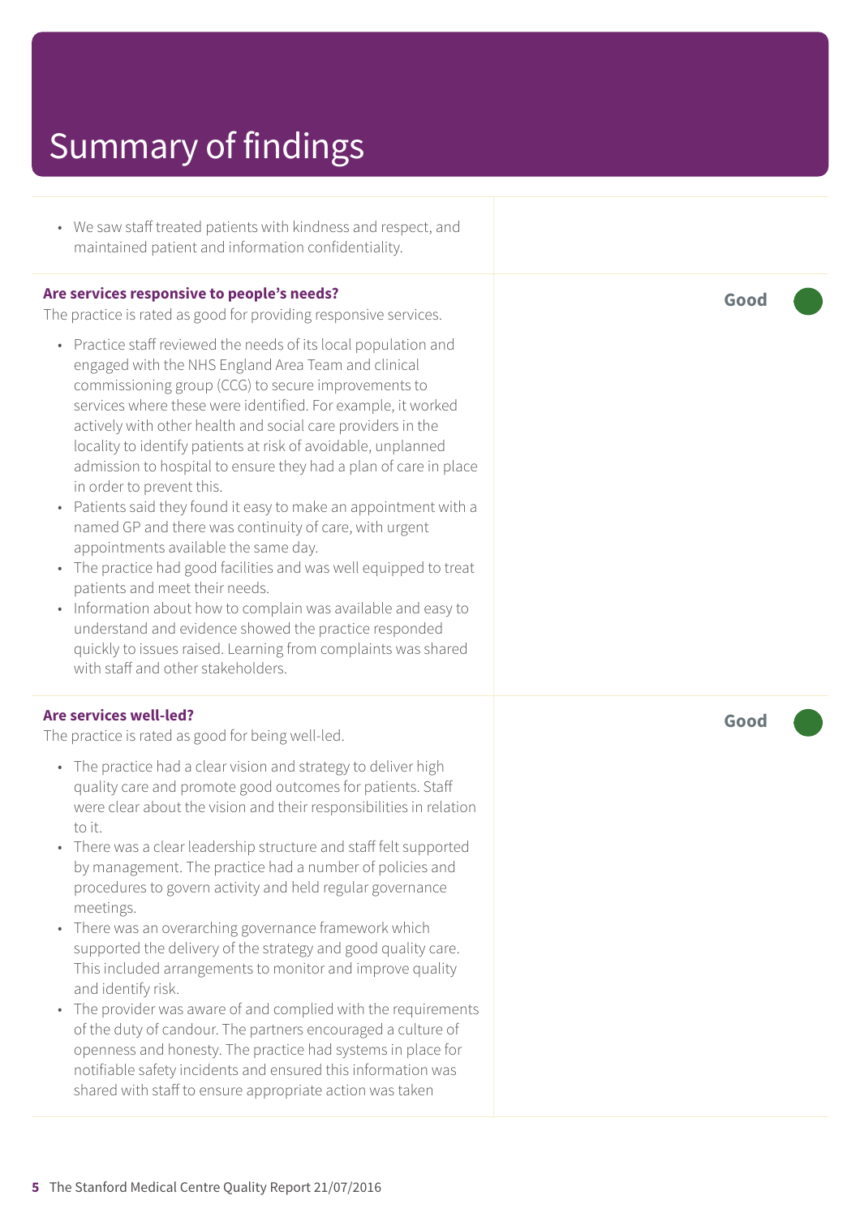# Summary of findings

- We saw staff treated patients with kindness and respect, and maintained patient and information confidentiality.

**Are services responsive to people's needs?** — **Good**

The practice is rated as good for providing responsive services.

- Practice staff reviewed the needs of its local population and engaged with the NHS England Area Team and clinical commissioning group (CCG) to secure improvements to services where these were identified. For example, it worked actively with other health and social care providers in the locality to identify patients at risk of avoidable, unplanned admission to hospital to ensure they had a plan of care in place in order to prevent this.
- Patients said they found it easy to make an appointment with a named GP and there was continuity of care, with urgent appointments available the same day.
- The practice had good facilities and was well equipped to treat patients and meet their needs.
- Information about how to complain was available and easy to understand and evidence showed the practice responded quickly to issues raised. Learning from complaints was shared with staff and other stakeholders.

**Are services well-led?** — **Good**

The practice is rated as good for being well-led.

- The practice had a clear vision and strategy to deliver high quality care and promote good outcomes for patients. Staff were clear about the vision and their responsibilities in relation to it.
- There was a clear leadership structure and staff felt supported by management. The practice had a number of policies and procedures to govern activity and held regular governance meetings.
- There was an overarching governance framework which supported the delivery of the strategy and good quality care. This included arrangements to monitor and improve quality and identify risk.
- The provider was aware of and complied with the requirements of the duty of candour. The partners encouraged a culture of openness and honesty. The practice had systems in place for notifiable safety incidents and ensured this information was shared with staff to ensure appropriate action was taken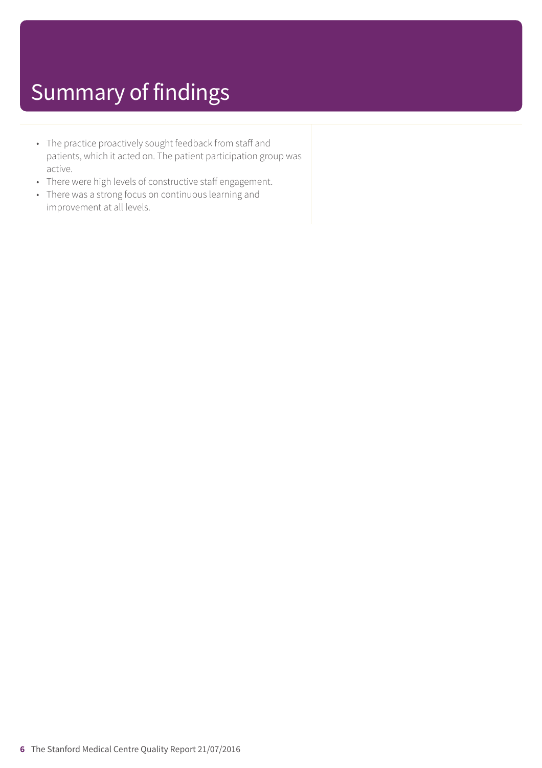# Summary of findings

- The practice proactively sought feedback from staff and patients, which it acted on. The patient participation group was active.
- There were high levels of constructive staff engagement.
- There was a strong focus on continuous learning and improvement at all levels.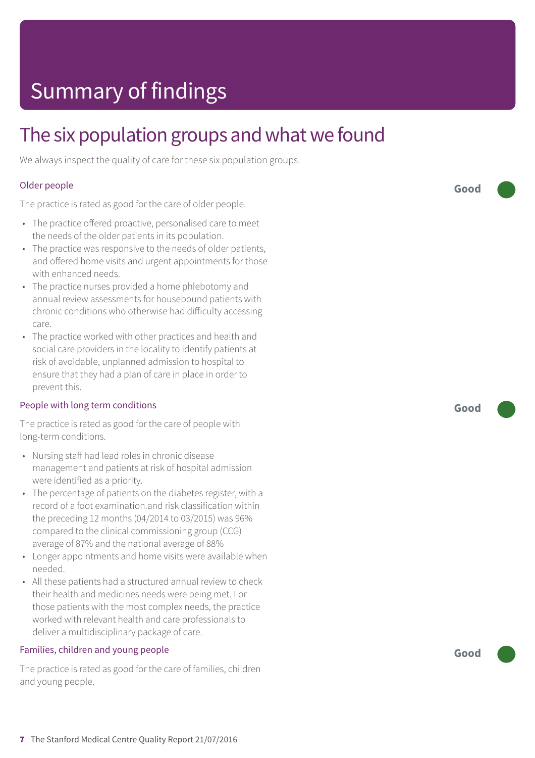# Summary of findings

## The six population groups and what we found

We always inspect the quality of care for these six population groups.

### Older people

**Good**

The practice is rated as good for the care of older people.

- The practice offered proactive, personalised care to meet the needs of the older patients in its population.
- The practice was responsive to the needs of older patients, and offered home visits and urgent appointments for those with enhanced needs.
- The practice nurses provided a home phlebotomy and annual review assessments for housebound patients with chronic conditions who otherwise had difficulty accessing care.
- The practice worked with other practices and health and social care providers in the locality to identify patients at risk of avoidable, unplanned admission to hospital to ensure that they had a plan of care in place in order to prevent this.

### People with long term conditions

**Good**

The practice is rated as good for the care of people with long-term conditions.

- Nursing staff had lead roles in chronic disease management and patients at risk of hospital admission were identified as a priority.
- The percentage of patients on the diabetes register, with a record of a foot examination.and risk classification within the preceding 12 months (04/2014 to 03/2015) was 96% compared to the clinical commissioning group (CCG) average of 87% and the national average of 88%
- Longer appointments and home visits were available when needed.
- All these patients had a structured annual review to check their health and medicines needs were being met. For those patients with the most complex needs, the practice worked with relevant health and care professionals to deliver a multidisciplinary package of care.

### Families, children and young people

**Good**

The practice is rated as good for the care of families, children and young people.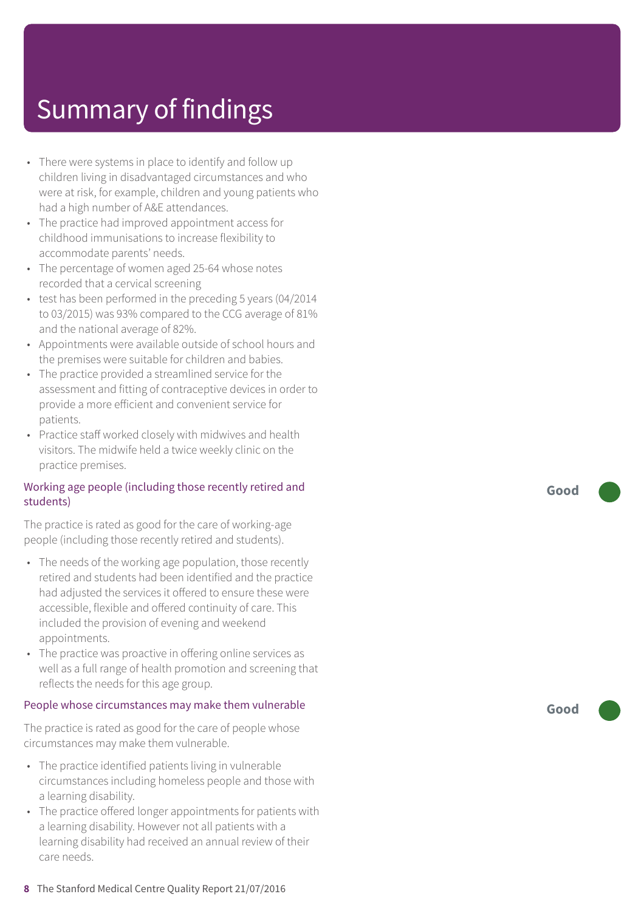# Summary of findings

- There were systems in place to identify and follow up children living in disadvantaged circumstances and who were at risk, for example, children and young patients who had a high number of A&E attendances.
- The practice had improved appointment access for childhood immunisations to increase flexibility to accommodate parents' needs.
- The percentage of women aged 25-64 whose notes recorded that a cervical screening
- test has been performed in the preceding 5 years (04/2014 to 03/2015) was 93% compared to the CCG average of 81% and the national average of 82%.
- Appointments were available outside of school hours and the premises were suitable for children and babies.
- The practice provided a streamlined service for the assessment and fitting of contraceptive devices in order to provide a more efficient and convenient service for patients.
- Practice staff worked closely with midwives and health visitors. The midwife held a twice weekly clinic on the practice premises.

### Working age people (including those recently retired and students)

**Good**

The practice is rated as good for the care of working-age people (including those recently retired and students).

- The needs of the working age population, those recently retired and students had been identified and the practice had adjusted the services it offered to ensure these were accessible, flexible and offered continuity of care. This included the provision of evening and weekend appointments.
- The practice was proactive in offering online services as well as a full range of health promotion and screening that reflects the needs for this age group.

### People whose circumstances may make them vulnerable

**Good**

The practice is rated as good for the care of people whose circumstances may make them vulnerable.

- The practice identified patients living in vulnerable circumstances including homeless people and those with a learning disability.
- The practice offered longer appointments for patients with a learning disability. However not all patients with a learning disability had received an annual review of their care needs.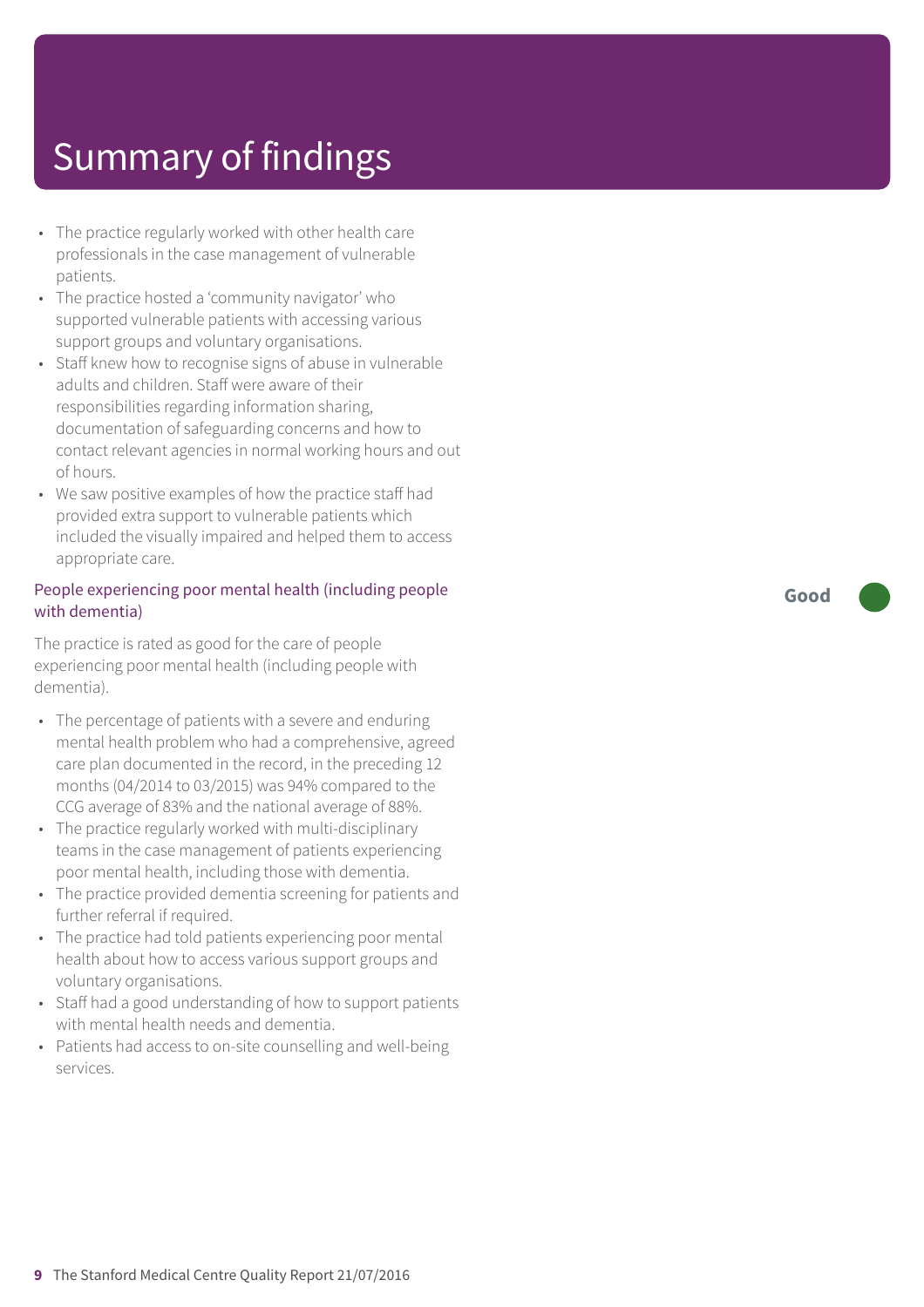# Summary of findings

- The practice regularly worked with other health care professionals in the case management of vulnerable patients.
- The practice hosted a 'community navigator' who supported vulnerable patients with accessing various support groups and voluntary organisations.
- Staff knew how to recognise signs of abuse in vulnerable adults and children. Staff were aware of their responsibilities regarding information sharing, documentation of safeguarding concerns and how to contact relevant agencies in normal working hours and out of hours.
- We saw positive examples of how the practice staff had provided extra support to vulnerable patients which included the visually impaired and helped them to access appropriate care.

### People experiencing poor mental health (including people with dementia)

**Good**

The practice is rated as good for the care of people experiencing poor mental health (including people with dementia).

- The percentage of patients with a severe and enduring mental health problem who had a comprehensive, agreed care plan documented in the record, in the preceding 12 months (04/2014 to 03/2015) was 94% compared to the CCG average of 83% and the national average of 88%.
- The practice regularly worked with multi-disciplinary teams in the case management of patients experiencing poor mental health, including those with dementia.
- The practice provided dementia screening for patients and further referral if required.
- The practice had told patients experiencing poor mental health about how to access various support groups and voluntary organisations.
- Staff had a good understanding of how to support patients with mental health needs and dementia.
- Patients had access to on-site counselling and well-being services.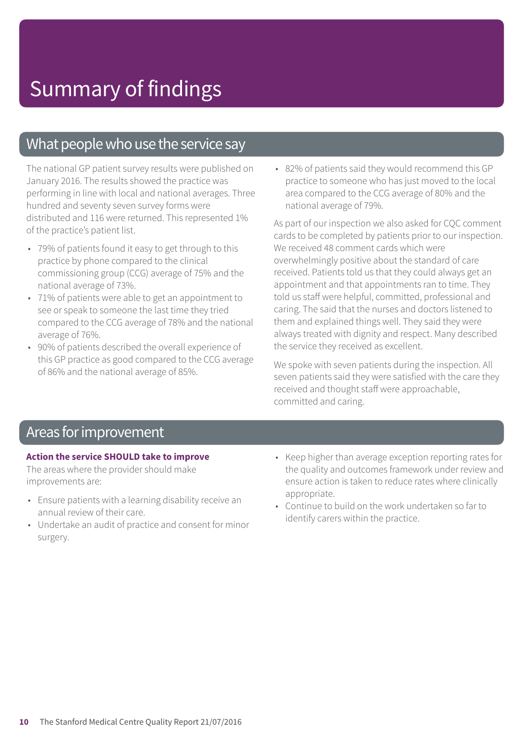# Summary of findings

## What people who use the service say

The national GP patient survey results were published on January 2016. The results showed the practice was performing in line with local and national averages. Three hundred and seventy seven survey forms were distributed and 116 were returned. This represented 1% of the practice's patient list.

- 79% of patients found it easy to get through to this practice by phone compared to the clinical commissioning group (CCG) average of 75% and the national average of 73%.
- 71% of patients were able to get an appointment to see or speak to someone the last time they tried compared to the CCG average of 78% and the national average of 76%.
- 90% of patients described the overall experience of this GP practice as good compared to the CCG average of 86% and the national average of 85%.
- 82% of patients said they would recommend this GP practice to someone who has just moved to the local area compared to the CCG average of 80% and the national average of 79%.

As part of our inspection we also asked for CQC comment cards to be completed by patients prior to our inspection. We received 48 comment cards which were overwhelmingly positive about the standard of care received. Patients told us that they could always get an appointment and that appointments ran to time. They told us staff were helpful, committed, professional and caring. The said that the nurses and doctors listened to them and explained things well. They said they were always treated with dignity and respect. Many described the service they received as excellent.

We spoke with seven patients during the inspection. All seven patients said they were satisfied with the care they received and thought staff were approachable, committed and caring.

## Areas for improvement

**Action the service SHOULD take to improve**

The areas where the provider should make improvements are:

- Ensure patients with a learning disability receive an annual review of their care.
- Undertake an audit of practice and consent for minor surgery.
- Keep higher than average exception reporting rates for the quality and outcomes framework under review and ensure action is taken to reduce rates where clinically appropriate.
- Continue to build on the work undertaken so far to identify carers within the practice.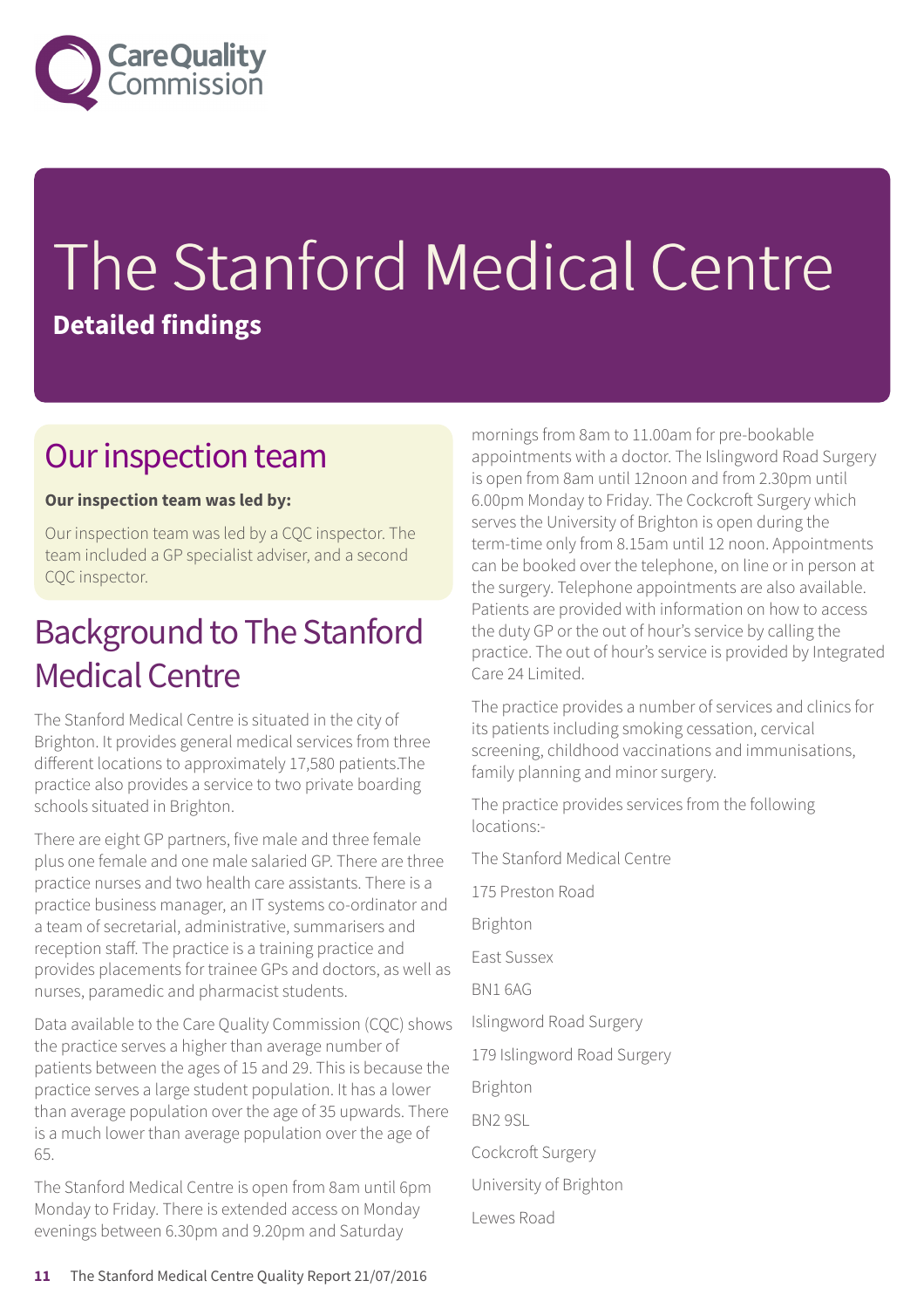# The Stanford Medical Centre

**Detailed findings**

## Our inspection team

**Our inspection team was led by:**

Our inspection team was led by a CQC inspector. The team included a GP specialist adviser, and a second CQC inspector.

## Background to The Stanford Medical Centre

The Stanford Medical Centre is situated in the city of Brighton. It provides general medical services from three different locations to approximately 17,580 patients.The practice also provides a service to two private boarding schools situated in Brighton.

There are eight GP partners, five male and three female plus one female and one male salaried GP. There are three practice nurses and two health care assistants. There is a practice business manager, an IT systems co-ordinator and a team of secretarial, administrative, summarisers and reception staff. The practice is a training practice and provides placements for trainee GPs and doctors, as well as nurses, paramedic and pharmacist students.

Data available to the Care Quality Commission (CQC) shows the practice serves a higher than average number of patients between the ages of 15 and 29. This is because the practice serves a large student population. It has a lower than average population over the age of 35 upwards. There is a much lower than average population over the age of 65.

The Stanford Medical Centre is open from 8am until 6pm Monday to Friday. There is extended access on Monday evenings between 6.30pm and 9.20pm and Saturday mornings from 8am to 11.00am for pre-bookable appointments with a doctor. The Islingword Road Surgery is open from 8am until 12noon and from 2.30pm until 6.00pm Monday to Friday. The Cockcroft Surgery which serves the University of Brighton is open during the term-time only from 8.15am until 12 noon. Appointments can be booked over the telephone, on line or in person at the surgery. Telephone appointments are also available. Patients are provided with information on how to access the duty GP or the out of hour's service by calling the practice. The out of hour's service is provided by Integrated Care 24 Limited.

The practice provides a number of services and clinics for its patients including smoking cessation, cervical screening, childhood vaccinations and immunisations, family planning and minor surgery.

The practice provides services from the following locations:-

The Stanford Medical Centre

175 Preston Road

Brighton

East Sussex

BN1 6AG

Islingword Road Surgery

179 Islingword Road Surgery

Brighton

BN2 9SL

Cockcroft Surgery

University of Brighton

Lewes Road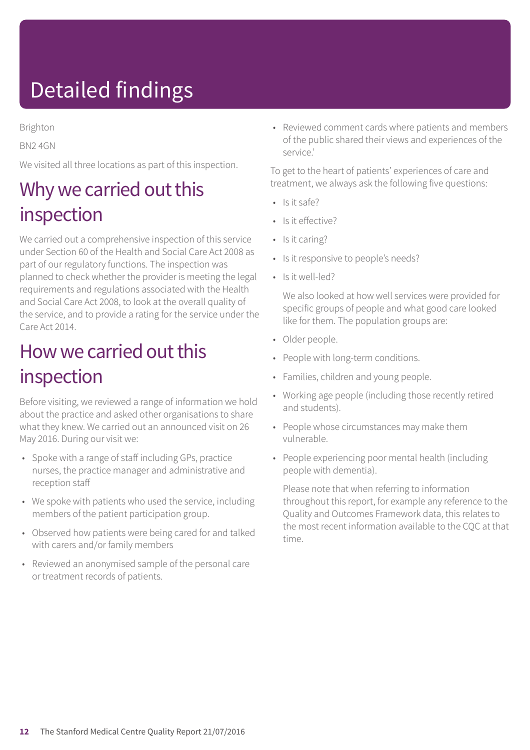# Detailed findings

Brighton

BN2 4GN

We visited all three locations as part of this inspection.

## Why we carried out this inspection

We carried out a comprehensive inspection of this service under Section 60 of the Health and Social Care Act 2008 as part of our regulatory functions. The inspection was planned to check whether the provider is meeting the legal requirements and regulations associated with the Health and Social Care Act 2008, to look at the overall quality of the service, and to provide a rating for the service under the Care Act 2014.

## How we carried out this inspection

Before visiting, we reviewed a range of information we hold about the practice and asked other organisations to share what they knew. We carried out an announced visit on 26 May 2016. During our visit we:

- Spoke with a range of staff including GPs, practice nurses, the practice manager and administrative and reception staff
- We spoke with patients who used the service, including members of the patient participation group.
- Observed how patients were being cared for and talked with carers and/or family members
- Reviewed an anonymised sample of the personal care or treatment records of patients.
- Reviewed comment cards where patients and members of the public shared their views and experiences of the service.'

To get to the heart of patients' experiences of care and treatment, we always ask the following five questions:

- Is it safe?
- Is it effective?
- Is it caring?
- Is it responsive to people's needs?
- Is it well-led?

We also looked at how well services were provided for specific groups of people and what good care looked like for them. The population groups are:

- Older people.
- People with long-term conditions.
- Families, children and young people.
- Working age people (including those recently retired and students).
- People whose circumstances may make them vulnerable.
- People experiencing poor mental health (including people with dementia).

Please note that when referring to information throughout this report, for example any reference to the Quality and Outcomes Framework data, this relates to the most recent information available to the CQC at that time.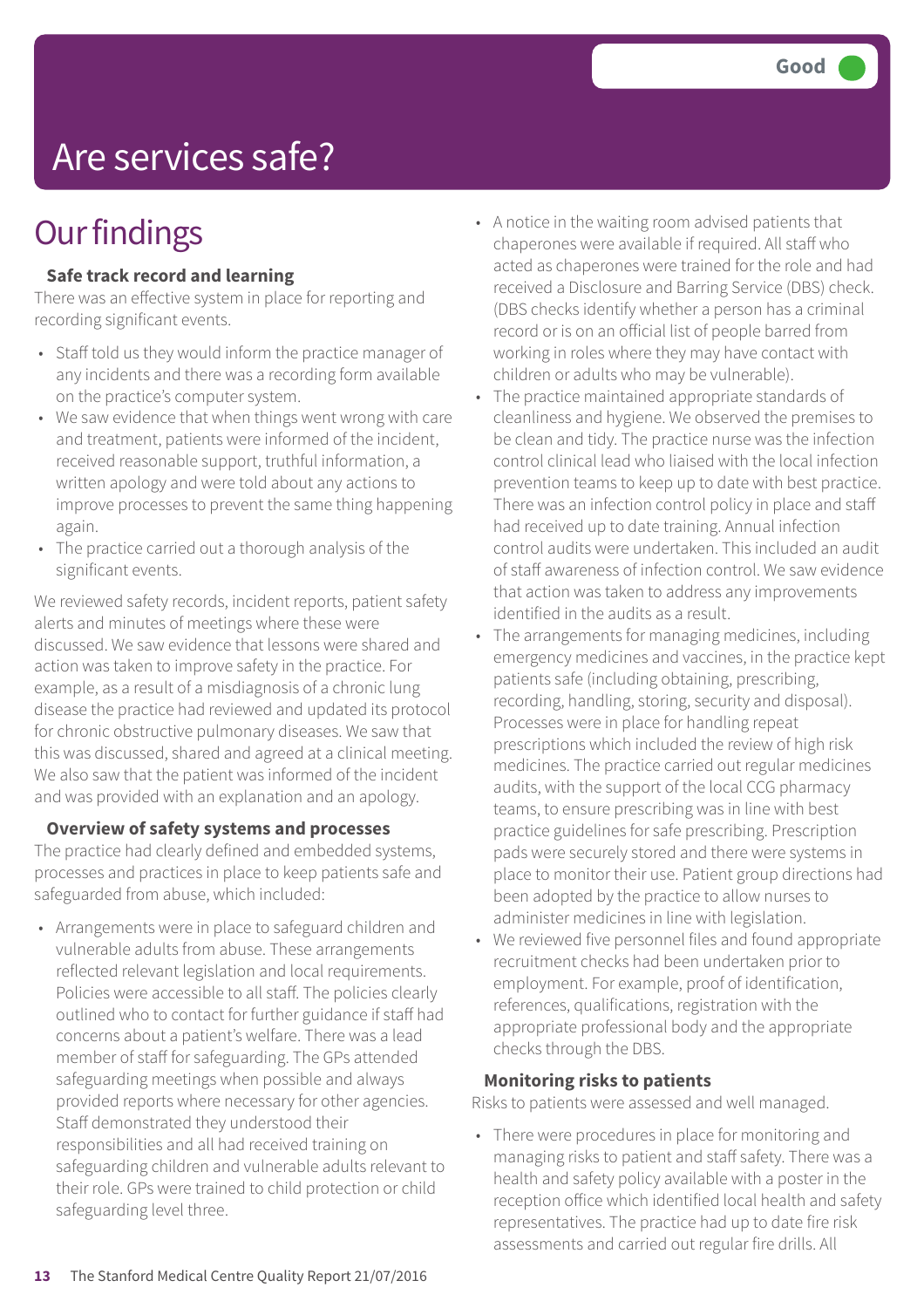Good

# Are services safe?

## Our findings

### Safe track record and learning

There was an effective system in place for reporting and recording significant events.

- Staff told us they would inform the practice manager of any incidents and there was a recording form available on the practice's computer system.
- We saw evidence that when things went wrong with care and treatment, patients were informed of the incident, received reasonable support, truthful information, a written apology and were told about any actions to improve processes to prevent the same thing happening again.
- The practice carried out a thorough analysis of the significant events.

We reviewed safety records, incident reports, patient safety alerts and minutes of meetings where these were discussed. We saw evidence that lessons were shared and action was taken to improve safety in the practice. For example, as a result of a misdiagnosis of a chronic lung disease the practice had reviewed and updated its protocol for chronic obstructive pulmonary diseases. We saw that this was discussed, shared and agreed at a clinical meeting. We also saw that the patient was informed of the incident and was provided with an explanation and an apology.

### Overview of safety systems and processes

The practice had clearly defined and embedded systems, processes and practices in place to keep patients safe and safeguarded from abuse, which included:

- Arrangements were in place to safeguard children and vulnerable adults from abuse. These arrangements reflected relevant legislation and local requirements. Policies were accessible to all staff. The policies clearly outlined who to contact for further guidance if staff had concerns about a patient's welfare. There was a lead member of staff for safeguarding. The GPs attended safeguarding meetings when possible and always provided reports where necessary for other agencies. Staff demonstrated they understood their responsibilities and all had received training on safeguarding children and vulnerable adults relevant to their role. GPs were trained to child protection or child safeguarding level three.
- A notice in the waiting room advised patients that chaperones were available if required. All staff who acted as chaperones were trained for the role and had received a Disclosure and Barring Service (DBS) check. (DBS checks identify whether a person has a criminal record or is on an official list of people barred from working in roles where they may have contact with children or adults who may be vulnerable).
- The practice maintained appropriate standards of cleanliness and hygiene. We observed the premises to be clean and tidy. The practice nurse was the infection control clinical lead who liaised with the local infection prevention teams to keep up to date with best practice. There was an infection control policy in place and staff had received up to date training. Annual infection control audits were undertaken. This included an audit of staff awareness of infection control. We saw evidence that action was taken to address any improvements identified in the audits as a result.
- The arrangements for managing medicines, including emergency medicines and vaccines, in the practice kept patients safe (including obtaining, prescribing, recording, handling, storing, security and disposal). Processes were in place for handling repeat prescriptions which included the review of high risk medicines. The practice carried out regular medicines audits, with the support of the local CCG pharmacy teams, to ensure prescribing was in line with best practice guidelines for safe prescribing. Prescription pads were securely stored and there were systems in place to monitor their use. Patient group directions had been adopted by the practice to allow nurses to administer medicines in line with legislation.
- We reviewed five personnel files and found appropriate recruitment checks had been undertaken prior to employment. For example, proof of identification, references, qualifications, registration with the appropriate professional body and the appropriate checks through the DBS.

### Monitoring risks to patients

Risks to patients were assessed and well managed.

- There were procedures in place for monitoring and managing risks to patient and staff safety. There was a health and safety policy available with a poster in the reception office which identified local health and safety representatives. The practice had up to date fire risk assessments and carried out regular fire drills. All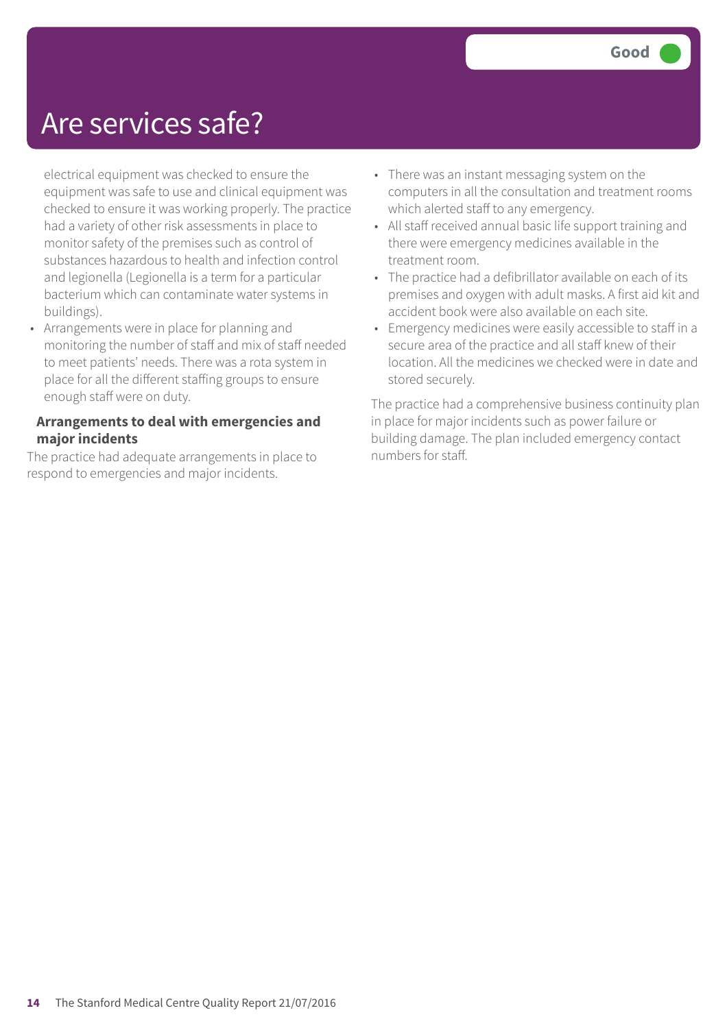# Are services safe?

**Good**

electrical equipment was checked to ensure the equipment was safe to use and clinical equipment was checked to ensure it was working properly. The practice had a variety of other risk assessments in place to monitor safety of the premises such as control of substances hazardous to health and infection control and legionella (Legionella is a term for a particular bacterium which can contaminate water systems in buildings).

- Arrangements were in place for planning and monitoring the number of staff and mix of staff needed to meet patients' needs. There was a rota system in place for all the different staffing groups to ensure enough staff were on duty.

### Arrangements to deal with emergencies and major incidents

The practice had adequate arrangements in place to respond to emergencies and major incidents.

- There was an instant messaging system on the computers in all the consultation and treatment rooms which alerted staff to any emergency.
- All staff received annual basic life support training and there were emergency medicines available in the treatment room.
- The practice had a defibrillator available on each of its premises and oxygen with adult masks. A first aid kit and accident book were also available on each site.
- Emergency medicines were easily accessible to staff in a secure area of the practice and all staff knew of their location. All the medicines we checked were in date and stored securely.

The practice had a comprehensive business continuity plan in place for major incidents such as power failure or building damage. The plan included emergency contact numbers for staff.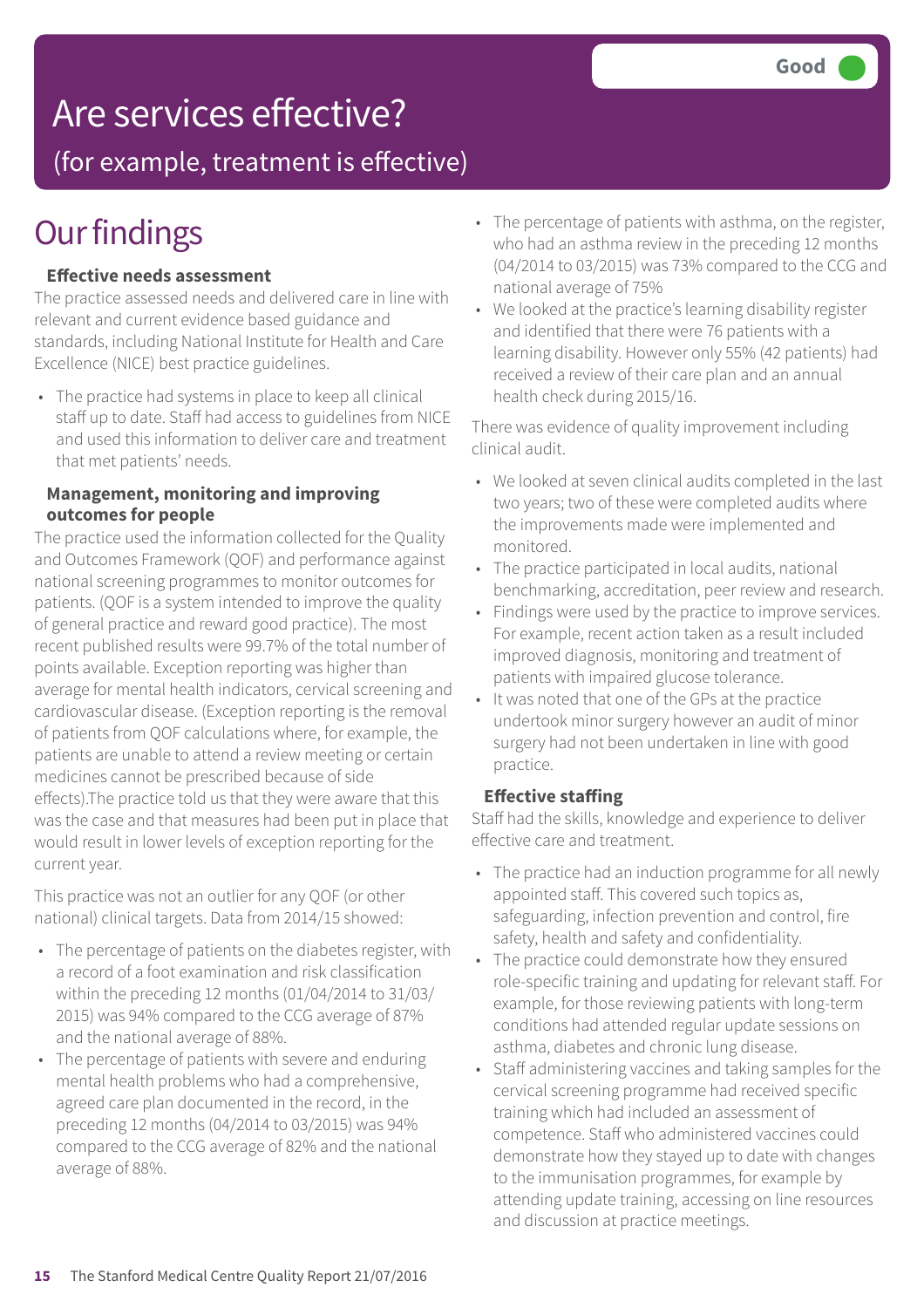# Are services effective?

## (for example, treatment is effective)

**Good**

# Our findings

### Effective needs assessment

The practice assessed needs and delivered care in line with relevant and current evidence based guidance and standards, including National Institute for Health and Care Excellence (NICE) best practice guidelines.

- The practice had systems in place to keep all clinical staff up to date. Staff had access to guidelines from NICE and used this information to deliver care and treatment that met patients' needs.

### Management, monitoring and improving outcomes for people

The practice used the information collected for the Quality and Outcomes Framework (QOF) and performance against national screening programmes to monitor outcomes for patients. (QOF is a system intended to improve the quality of general practice and reward good practice). The most recent published results were 99.7% of the total number of points available. Exception reporting was higher than average for mental health indicators, cervical screening and cardiovascular disease. (Exception reporting is the removal of patients from QOF calculations where, for example, the patients are unable to attend a review meeting or certain medicines cannot be prescribed because of side effects).The practice told us that they were aware that this was the case and that measures had been put in place that would result in lower levels of exception reporting for the current year.

This practice was not an outlier for any QOF (or other national) clinical targets. Data from 2014/15 showed:

- The percentage of patients on the diabetes register, with a record of a foot examination and risk classification within the preceding 12 months (01/04/2014 to 31/03/2015) was 94% compared to the CCG average of 87% and the national average of 88%.
- The percentage of patients with severe and enduring mental health problems who had a comprehensive, agreed care plan documented in the record, in the preceding 12 months (04/2014 to 03/2015) was 94% compared to the CCG average of 82% and the national average of 88%.
- The percentage of patients with asthma, on the register, who had an asthma review in the preceding 12 months (04/2014 to 03/2015) was 73% compared to the CCG and national average of 75%
- We looked at the practice's learning disability register and identified that there were 76 patients with a learning disability. However only 55% (42 patients) had received a review of their care plan and an annual health check during 2015/16.

There was evidence of quality improvement including clinical audit.

- We looked at seven clinical audits completed in the last two years; two of these were completed audits where the improvements made were implemented and monitored.
- The practice participated in local audits, national benchmarking, accreditation, peer review and research.
- Findings were used by the practice to improve services. For example, recent action taken as a result included improved diagnosis, monitoring and treatment of patients with impaired glucose tolerance.
- It was noted that one of the GPs at the practice undertook minor surgery however an audit of minor surgery had not been undertaken in line with good practice.

### Effective staffing

Staff had the skills, knowledge and experience to deliver effective care and treatment.

- The practice had an induction programme for all newly appointed staff. This covered such topics as, safeguarding, infection prevention and control, fire safety, health and safety and confidentiality.
- The practice could demonstrate how they ensured role-specific training and updating for relevant staff. For example, for those reviewing patients with long-term conditions had attended regular update sessions on asthma, diabetes and chronic lung disease.
- Staff administering vaccines and taking samples for the cervical screening programme had received specific training which had included an assessment of competence. Staff who administered vaccines could demonstrate how they stayed up to date with changes to the immunisation programmes, for example by attending update training, accessing on line resources and discussion at practice meetings.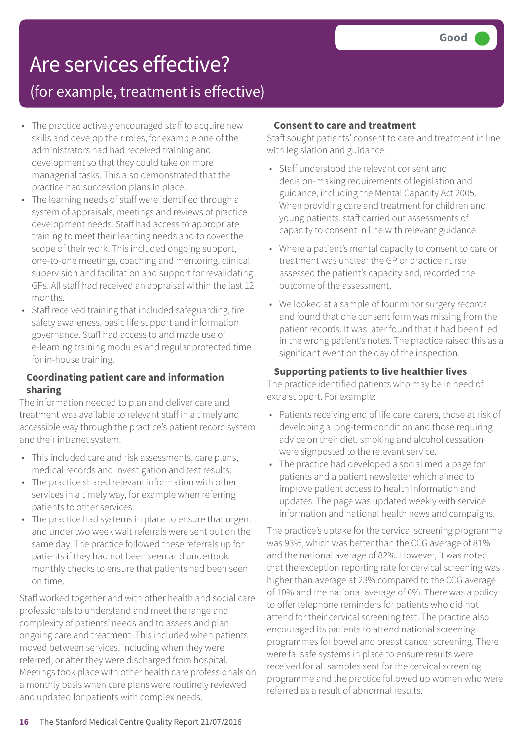Good

# Are services effective?

## (for example, treatment is effective)

- The practice actively encouraged staff to acquire new skills and develop their roles, for example one of the administrators had had received training and development so that they could take on more managerial tasks. This also demonstrated that the practice had succession plans in place.
- The learning needs of staff were identified through a system of appraisals, meetings and reviews of practice development needs. Staff had access to appropriate training to meet their learning needs and to cover the scope of their work. This included ongoing support, one-to-one meetings, coaching and mentoring, clinical supervision and facilitation and support for revalidating GPs. All staff had received an appraisal within the last 12 months.
- Staff received training that included safeguarding, fire safety awareness, basic life support and information governance. Staff had access to and made use of e-learning training modules and regular protected time for in-house training.

### Coordinating patient care and information sharing

The information needed to plan and deliver care and treatment was available to relevant staff in a timely and accessible way through the practice's patient record system and their intranet system.

- This included care and risk assessments, care plans, medical records and investigation and test results.
- The practice shared relevant information with other services in a timely way, for example when referring patients to other services.
- The practice had systems in place to ensure that urgent and under two week wait referrals were sent out on the same day. The practice followed these referrals up for patients if they had not been seen and undertook monthly checks to ensure that patients had been seen on time.

Staff worked together and with other health and social care professionals to understand and meet the range and complexity of patients' needs and to assess and plan ongoing care and treatment. This included when patients moved between services, including when they were referred, or after they were discharged from hospital. Meetings took place with other health care professionals on a monthly basis when care plans were routinely reviewed and updated for patients with complex needs.

### Consent to care and treatment

Staff sought patients' consent to care and treatment in line with legislation and guidance.

- Staff understood the relevant consent and decision-making requirements of legislation and guidance, including the Mental Capacity Act 2005. When providing care and treatment for children and young patients, staff carried out assessments of capacity to consent in line with relevant guidance.
- Where a patient's mental capacity to consent to care or treatment was unclear the GP or practice nurse assessed the patient's capacity and, recorded the outcome of the assessment.
- We looked at a sample of four minor surgery records and found that one consent form was missing from the patient records. It was later found that it had been filed in the wrong patient's notes. The practice raised this as a significant event on the day of the inspection.

### Supporting patients to live healthier lives

The practice identified patients who may be in need of extra support. For example:

- Patients receiving end of life care, carers, those at risk of developing a long-term condition and those requiring advice on their diet, smoking and alcohol cessation were signposted to the relevant service.
- The practice had developed a social media page for patients and a patient newsletter which aimed to improve patient access to health information and updates. The page was updated weekly with service information and national health news and campaigns.

The practice's uptake for the cervical screening programme was 93%, which was better than the CCG average of 81% and the national average of 82%. However, it was noted that the exception reporting rate for cervical screening was higher than average at 23% compared to the CCG average of 10% and the national average of 6%. There was a policy to offer telephone reminders for patients who did not attend for their cervical screening test. The practice also encouraged its patients to attend national screening programmes for bowel and breast cancer screening. There were failsafe systems in place to ensure results were received for all samples sent for the cervical screening programme and the practice followed up women who were referred as a result of abnormal results.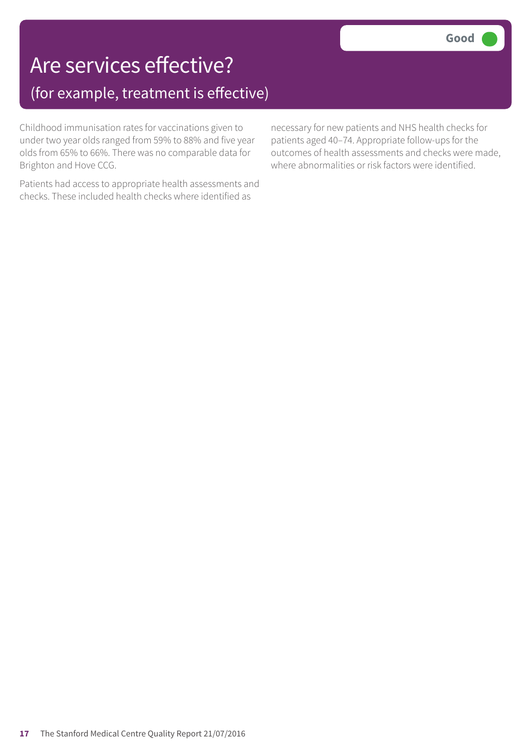# Are services effective?

## (for example, treatment is effective)

**Good**

Childhood immunisation rates for vaccinations given to under two year olds ranged from 59% to 88% and five year olds from 65% to 66%. There was no comparable data for Brighton and Hove CCG.

Patients had access to appropriate health assessments and checks. These included health checks where identified as necessary for new patients and NHS health checks for patients aged 40–74. Appropriate follow-ups for the outcomes of health assessments and checks were made, where abnormalities or risk factors were identified.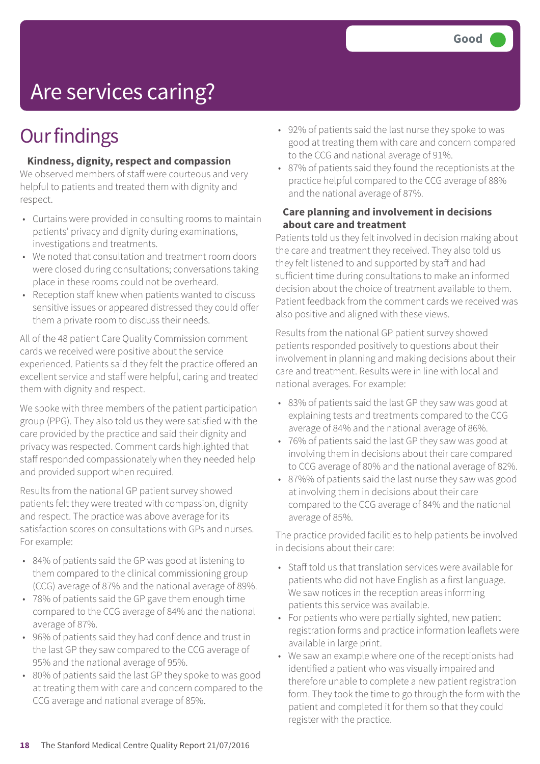Good

# Are services caring?

## Our findings

**Kindness, dignity, respect and compassion**

We observed members of staff were courteous and very helpful to patients and treated them with dignity and respect.

- Curtains were provided in consulting rooms to maintain patients' privacy and dignity during examinations, investigations and treatments.
- We noted that consultation and treatment room doors were closed during consultations; conversations taking place in these rooms could not be overheard.
- Reception staff knew when patients wanted to discuss sensitive issues or appeared distressed they could offer them a private room to discuss their needs.

All of the 48 patient Care Quality Commission comment cards we received were positive about the service experienced. Patients said they felt the practice offered an excellent service and staff were helpful, caring and treated them with dignity and respect.

We spoke with three members of the patient participation group (PPG). They also told us they were satisfied with the care provided by the practice and said their dignity and privacy was respected. Comment cards highlighted that staff responded compassionately when they needed help and provided support when required.

Results from the national GP patient survey showed patients felt they were treated with compassion, dignity and respect. The practice was above average for its satisfaction scores on consultations with GPs and nurses. For example:

- 84% of patients said the GP was good at listening to them compared to the clinical commissioning group (CCG) average of 87% and the national average of 89%.
- 78% of patients said the GP gave them enough time compared to the CCG average of 84% and the national average of 87%.
- 96% of patients said they had confidence and trust in the last GP they saw compared to the CCG average of 95% and the national average of 95%.
- 80% of patients said the last GP they spoke to was good at treating them with care and concern compared to the CCG average and national average of 85%.
- 92% of patients said the last nurse they spoke to was good at treating them with care and concern compared to the CCG and national average of 91%.
- 87% of patients said they found the receptionists at the practice helpful compared to the CCG average of 88% and the national average of 87%.

**Care planning and involvement in decisions about care and treatment**

Patients told us they felt involved in decision making about the care and treatment they received. They also told us they felt listened to and supported by staff and had sufficient time during consultations to make an informed decision about the choice of treatment available to them. Patient feedback from the comment cards we received was also positive and aligned with these views.

Results from the national GP patient survey showed patients responded positively to questions about their involvement in planning and making decisions about their care and treatment. Results were in line with local and national averages. For example:

- 83% of patients said the last GP they saw was good at explaining tests and treatments compared to the CCG average of 84% and the national average of 86%.
- 76% of patients said the last GP they saw was good at involving them in decisions about their care compared to CCG average of 80% and the national average of 82%.
- 87%% of patients said the last nurse they saw was good at involving them in decisions about their care compared to the CCG average of 84% and the national average of 85%.

The practice provided facilities to help patients be involved in decisions about their care:

- Staff told us that translation services were available for patients who did not have English as a first language. We saw notices in the reception areas informing patients this service was available.
- For patients who were partially sighted, new patient registration forms and practice information leaflets were available in large print.
- We saw an example where one of the receptionists had identified a patient who was visually impaired and therefore unable to complete a new patient registration form. They took the time to go through the form with the patient and completed it for them so that they could register with the practice.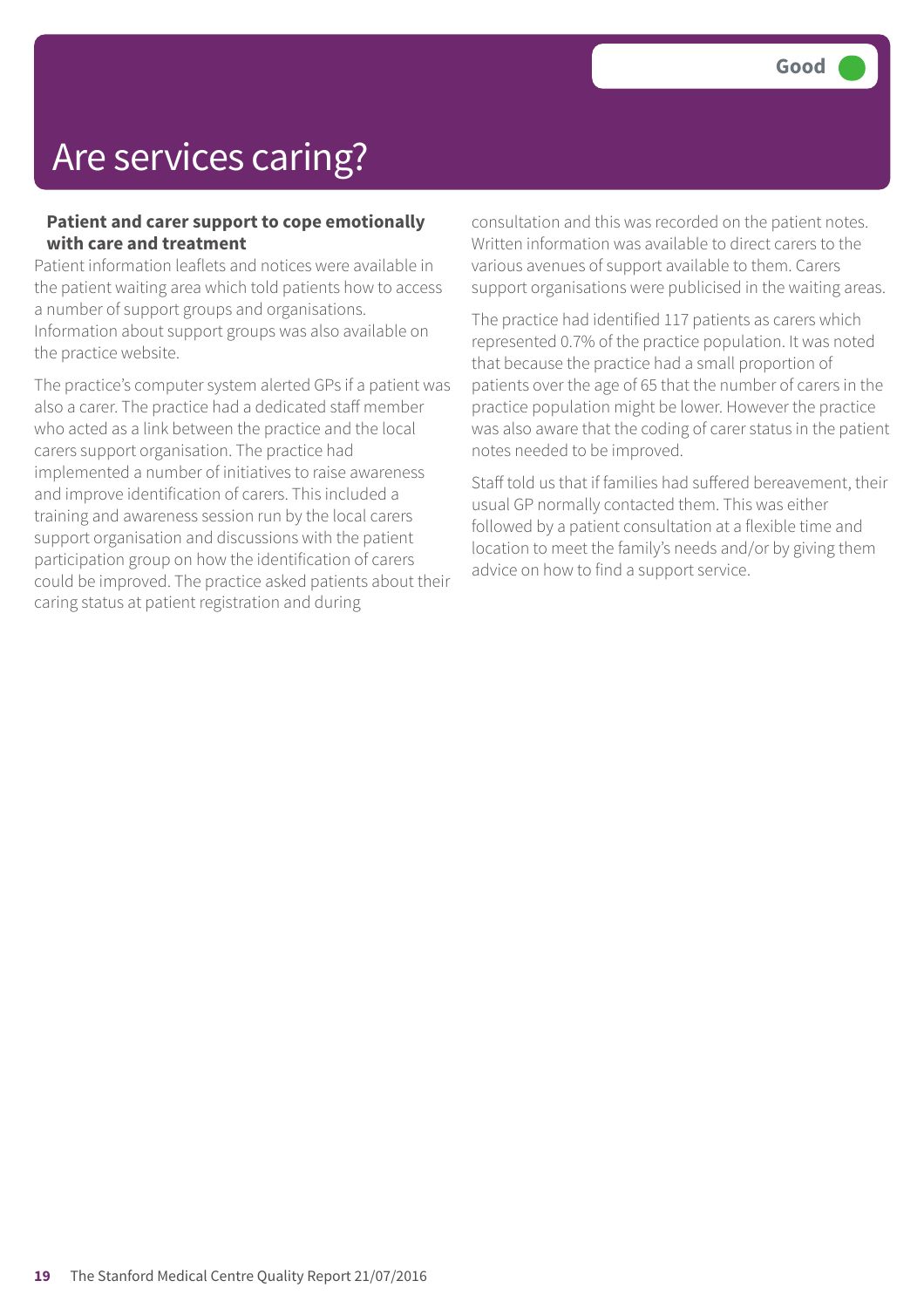# Are services caring?

**Good**

**Patient and carer support to cope emotionally with care and treatment**

Patient information leaflets and notices were available in the patient waiting area which told patients how to access a number of support groups and organisations. Information about support groups was also available on the practice website.

The practice's computer system alerted GPs if a patient was also a carer. The practice had a dedicated staff member who acted as a link between the practice and the local carers support organisation. The practice had implemented a number of initiatives to raise awareness and improve identification of carers. This included a training and awareness session run by the local carers support organisation and discussions with the patient participation group on how the identification of carers could be improved. The practice asked patients about their caring status at patient registration and during consultation and this was recorded on the patient notes. Written information was available to direct carers to the various avenues of support available to them. Carers support organisations were publicised in the waiting areas.

The practice had identified 117 patients as carers which represented 0.7% of the practice population. It was noted that because the practice had a small proportion of patients over the age of 65 that the number of carers in the practice population might be lower. However the practice was also aware that the coding of carer status in the patient notes needed to be improved.

Staff told us that if families had suffered bereavement, their usual GP normally contacted them. This was either followed by a patient consultation at a flexible time and location to meet the family's needs and/or by giving them advice on how to find a support service.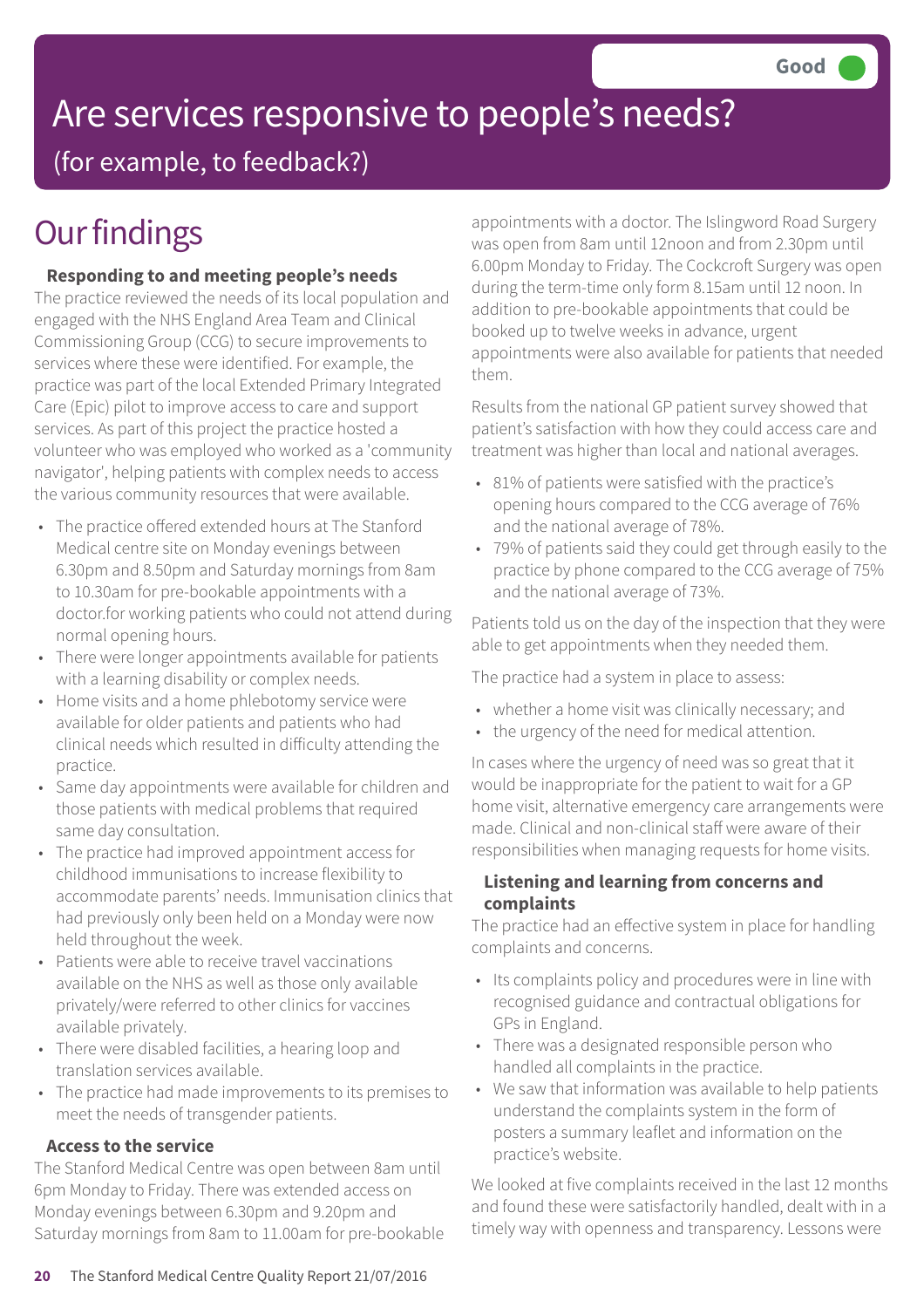Good

# Are services responsive to people's needs?

(for example, to feedback?)

## Our findings

### Responding to and meeting people's needs

The practice reviewed the needs of its local population and engaged with the NHS England Area Team and Clinical Commissioning Group (CCG) to secure improvements to services where these were identified. For example, the practice was part of the local Extended Primary Integrated Care (Epic) pilot to improve access to care and support services. As part of this project the practice hosted a volunteer who was employed who worked as a 'community navigator', helping patients with complex needs to access the various community resources that were available.

- The practice offered extended hours at The Stanford Medical centre site on Monday evenings between 6.30pm and 8.50pm and Saturday mornings from 8am to 10.30am for pre-bookable appointments with a doctor.for working patients who could not attend during normal opening hours.
- There were longer appointments available for patients with a learning disability or complex needs.
- Home visits and a home phlebotomy service were available for older patients and patients who had clinical needs which resulted in difficulty attending the practice.
- Same day appointments were available for children and those patients with medical problems that required same day consultation.
- The practice had improved appointment access for childhood immunisations to increase flexibility to accommodate parents' needs. Immunisation clinics that had previously only been held on a Monday were now held throughout the week.
- Patients were able to receive travel vaccinations available on the NHS as well as those only available privately/were referred to other clinics for vaccines available privately.
- There were disabled facilities, a hearing loop and translation services available.
- The practice had made improvements to its premises to meet the needs of transgender patients.

### Access to the service

The Stanford Medical Centre was open between 8am until 6pm Monday to Friday. There was extended access on Monday evenings between 6.30pm and 9.20pm and Saturday mornings from 8am to 11.00am for pre-bookable appointments with a doctor. The Islingword Road Surgery was open from 8am until 12noon and from 2.30pm until 6.00pm Monday to Friday. The Cockcroft Surgery was open during the term-time only form 8.15am until 12 noon. In addition to pre-bookable appointments that could be booked up to twelve weeks in advance, urgent appointments were also available for patients that needed them.

Results from the national GP patient survey showed that patient's satisfaction with how they could access care and treatment was higher than local and national averages.

- 81% of patients were satisfied with the practice's opening hours compared to the CCG average of 76% and the national average of 78%.
- 79% of patients said they could get through easily to the practice by phone compared to the CCG average of 75% and the national average of 73%.

Patients told us on the day of the inspection that they were able to get appointments when they needed them.

The practice had a system in place to assess:

- whether a home visit was clinically necessary; and
- the urgency of the need for medical attention.

In cases where the urgency of need was so great that it would be inappropriate for the patient to wait for a GP home visit, alternative emergency care arrangements were made. Clinical and non-clinical staff were aware of their responsibilities when managing requests for home visits.

### Listening and learning from concerns and complaints

The practice had an effective system in place for handling complaints and concerns.

- Its complaints policy and procedures were in line with recognised guidance and contractual obligations for GPs in England.
- There was a designated responsible person who handled all complaints in the practice.
- We saw that information was available to help patients understand the complaints system in the form of posters a summary leaflet and information on the practice's website.

We looked at five complaints received in the last 12 months and found these were satisfactorily handled, dealt with in a timely way with openness and transparency. Lessons were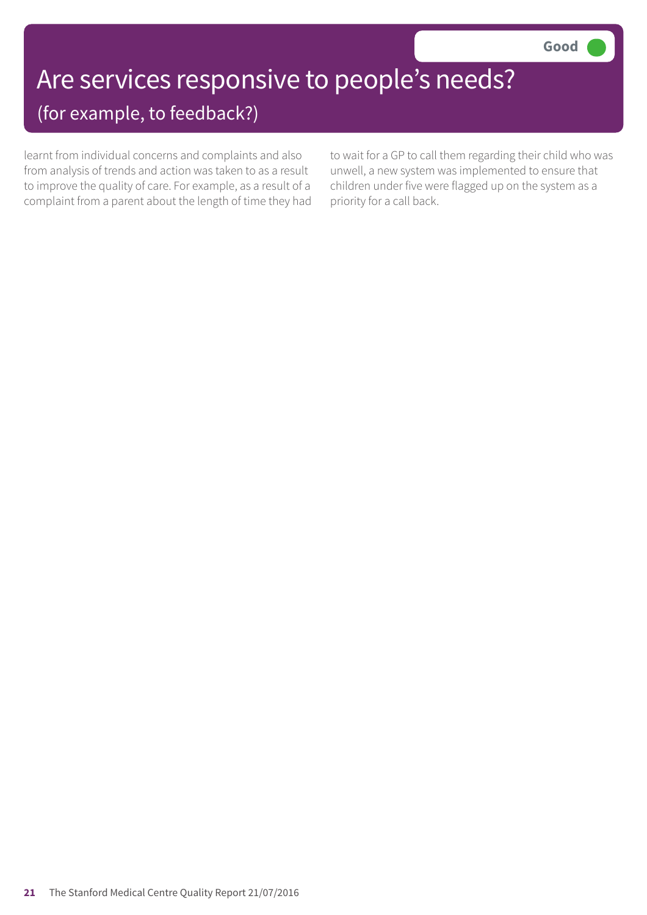Good

# Are services responsive to people's needs?

## (for example, to feedback?)

learnt from individual concerns and complaints and also from analysis of trends and action was taken to as a result to improve the quality of care. For example, as a result of a complaint from a parent about the length of time they had to wait for a GP to call them regarding their child who was unwell, a new system was implemented to ensure that children under five were flagged up on the system as a priority for a call back.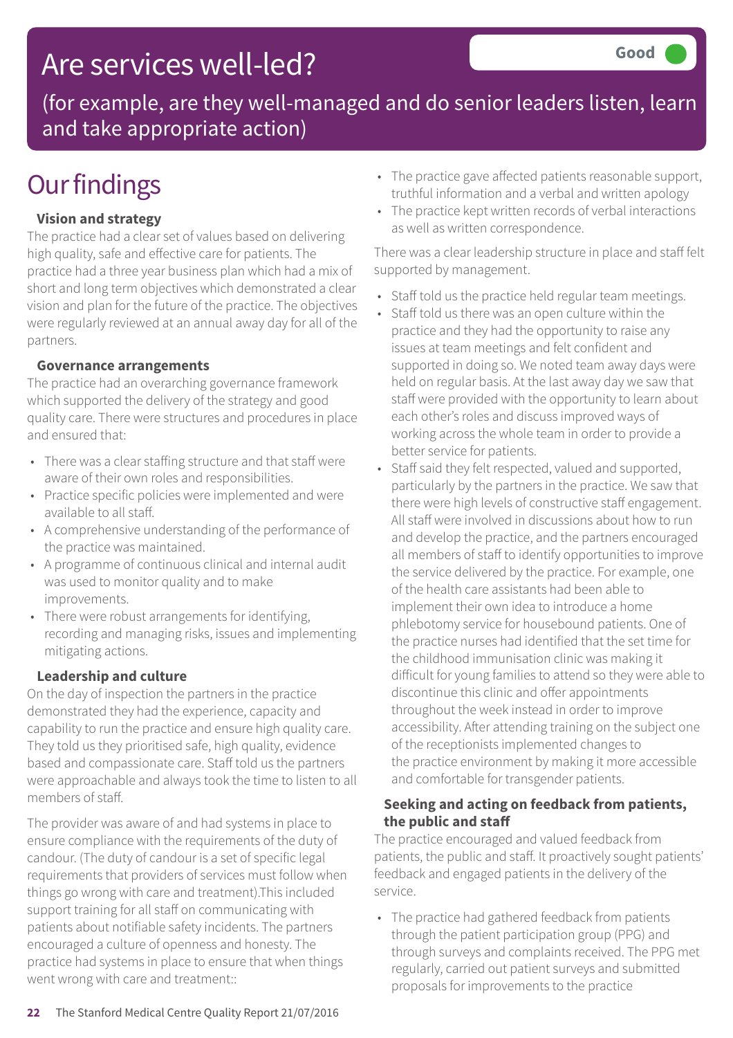# Are services well-led?

**Good**

(for example, are they well-managed and do senior leaders listen, learn and take appropriate action)

## Our findings

### Vision and strategy

The practice had a clear set of values based on delivering high quality, safe and effective care for patients. The practice had a three year business plan which had a mix of short and long term objectives which demonstrated a clear vision and plan for the future of the practice. The objectives were regularly reviewed at an annual away day for all of the partners.

### Governance arrangements

The practice had an overarching governance framework which supported the delivery of the strategy and good quality care. There were structures and procedures in place and ensured that:

- There was a clear staffing structure and that staff were aware of their own roles and responsibilities.
- Practice specific policies were implemented and were available to all staff.
- A comprehensive understanding of the performance of the practice was maintained.
- A programme of continuous clinical and internal audit was used to monitor quality and to make improvements.
- There were robust arrangements for identifying, recording and managing risks, issues and implementing mitigating actions.

### Leadership and culture

On the day of inspection the partners in the practice demonstrated they had the experience, capacity and capability to run the practice and ensure high quality care. They told us they prioritised safe, high quality, evidence based and compassionate care. Staff told us the partners were approachable and always took the time to listen to all members of staff.

The provider was aware of and had systems in place to ensure compliance with the requirements of the duty of candour. (The duty of candour is a set of specific legal requirements that providers of services must follow when things go wrong with care and treatment).This included support training for all staff on communicating with patients about notifiable safety incidents. The partners encouraged a culture of openness and honesty. The practice had systems in place to ensure that when things went wrong with care and treatment::

- The practice gave affected patients reasonable support, truthful information and a verbal and written apology
- The practice kept written records of verbal interactions as well as written correspondence.

There was a clear leadership structure in place and staff felt supported by management.

- Staff told us the practice held regular team meetings.
- Staff told us there was an open culture within the practice and they had the opportunity to raise any issues at team meetings and felt confident and supported in doing so. We noted team away days were held on regular basis. At the last away day we saw that staff were provided with the opportunity to learn about each other's roles and discuss improved ways of working across the whole team in order to provide a better service for patients.
- Staff said they felt respected, valued and supported, particularly by the partners in the practice. We saw that there were high levels of constructive staff engagement. All staff were involved in discussions about how to run and develop the practice, and the partners encouraged all members of staff to identify opportunities to improve the service delivered by the practice. For example, one of the health care assistants had been able to implement their own idea to introduce a home phlebotomy service for housebound patients. One of the practice nurses had identified that the set time for the childhood immunisation clinic was making it difficult for young families to attend so they were able to discontinue this clinic and offer appointments throughout the week instead in order to improve accessibility. After attending training on the subject one of the receptionists implemented changes to the practice environment by making it more accessible and comfortable for transgender patients.

### Seeking and acting on feedback from patients, the public and staff

The practice encouraged and valued feedback from patients, the public and staff. It proactively sought patients' feedback and engaged patients in the delivery of the service.

- The practice had gathered feedback from patients through the patient participation group (PPG) and through surveys and complaints received. The PPG met regularly, carried out patient surveys and submitted proposals for improvements to the practice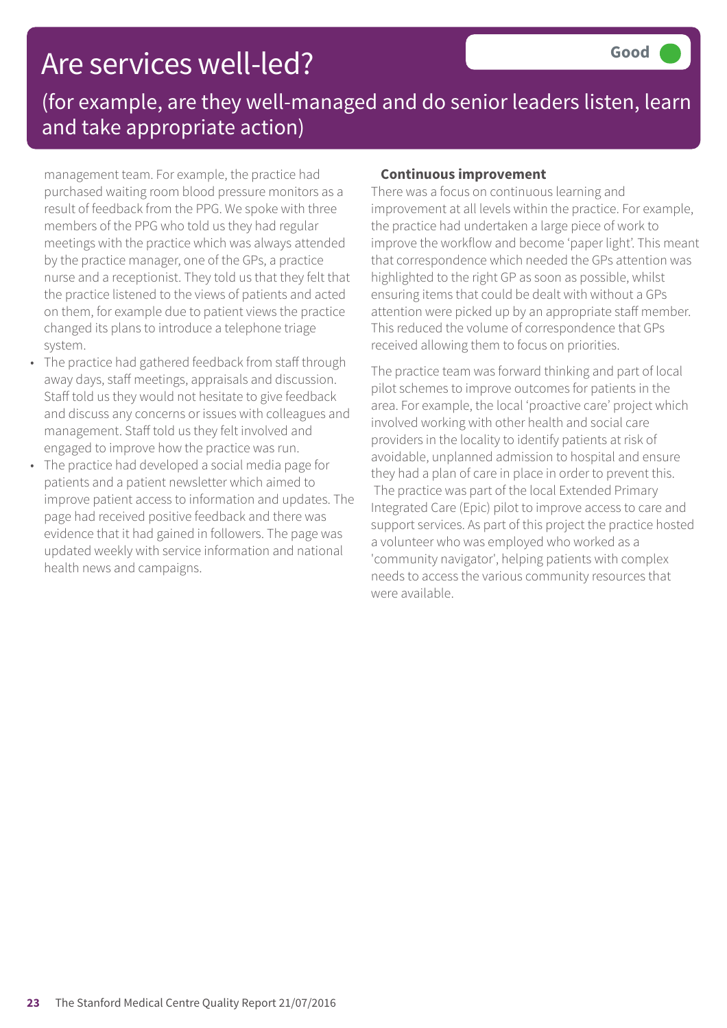# Are services well-led?

Good

(for example, are they well-managed and do senior leaders listen, learn and take appropriate action)

management team. For example, the practice had purchased waiting room blood pressure monitors as a result of feedback from the PPG. We spoke with three members of the PPG who told us they had regular meetings with the practice which was always attended by the practice manager, one of the GPs, a practice nurse and a receptionist. They told us that they felt that the practice listened to the views of patients and acted on them, for example due to patient views the practice changed its plans to introduce a telephone triage system.

- The practice had gathered feedback from staff through away days, staff meetings, appraisals and discussion. Staff told us they would not hesitate to give feedback and discuss any concerns or issues with colleagues and management. Staff told us they felt involved and engaged to improve how the practice was run.
- The practice had developed a social media page for patients and a patient newsletter which aimed to improve patient access to information and updates. The page had received positive feedback and there was evidence that it had gained in followers. The page was updated weekly with service information and national health news and campaigns.

**Continuous improvement**

There was a focus on continuous learning and improvement at all levels within the practice. For example, the practice had undertaken a large piece of work to improve the workflow and become 'paper light'. This meant that correspondence which needed the GPs attention was highlighted to the right GP as soon as possible, whilst ensuring items that could be dealt with without a GPs attention were picked up by an appropriate staff member. This reduced the volume of correspondence that GPs received allowing them to focus on priorities.

The practice team was forward thinking and part of local pilot schemes to improve outcomes for patients in the area. For example, the local 'proactive care' project which involved working with other health and social care providers in the locality to identify patients at risk of avoidable, unplanned admission to hospital and ensure they had a plan of care in place in order to prevent this. The practice was part of the local Extended Primary Integrated Care (Epic) pilot to improve access to care and support services. As part of this project the practice hosted a volunteer who was employed who worked as a 'community navigator', helping patients with complex needs to access the various community resources that were available.